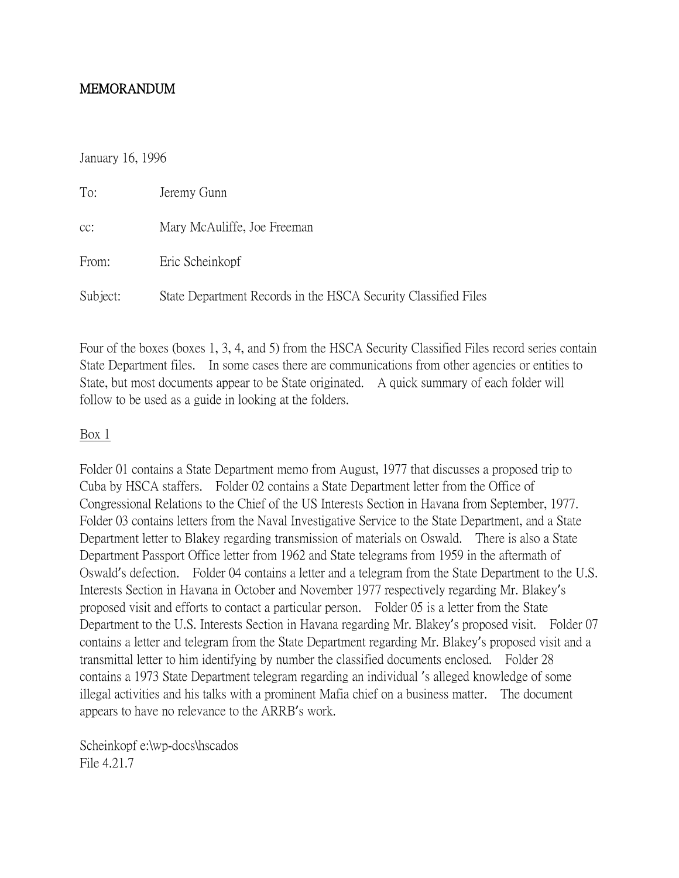# MEMORANDUM

January 16, 1996

To: Jeremy Gunn

cc: Mary McAuliffe, Joe Freeman

From: Eric Scheinkopf

Subject: State Department Records in the HSCA Security Classified Files

Four of the boxes (boxes 1, 3, 4, and 5) from the HSCA Security Classified Files record series contain State Department files. In some cases there are communications from other agencies or entities to State, but most documents appear to be State originated. A quick summary of each folder will follow to be used as a guide in looking at the folders.

## Box 1

Folder 01 contains a State Department memo from August, 1977 that discusses a proposed trip to Cuba by HSCA staffers. Folder 02 contains a State Department letter from the Office of Congressional Relations to the Chief of the US Interests Section in Havana from September, 1977. Folder 03 contains letters from the Naval Investigative Service to the State Department, and a State Department letter to Blakey regarding transmission of materials on Oswald. There is also a State Department Passport Office letter from 1962 and State telegrams from 1959 in the aftermath of Oswald's defection. Folder 04 contains a letter and a telegram from the State Department to the U.S. Interests Section in Havana in October and November 1977 respectively regarding Mr. Blakey's proposed visit and efforts to contact a particular person. Folder 05 is a letter from the State Department to the U.S. Interests Section in Havana regarding Mr. Blakey's proposed visit. Folder 07 contains a letter and telegram from the State Department regarding Mr. Blakey's proposed visit and a transmittal letter to him identifying by number the classified documents enclosed. Folder 28 contains a 1973 State Department telegram regarding an individual 's alleged knowledge of some illegal activities and his talks with a prominent Mafia chief on a business matter. The document appears to have no relevance to the ARRB's work.

Scheinkopf e:\wp-docs\hscados
File 4.21.7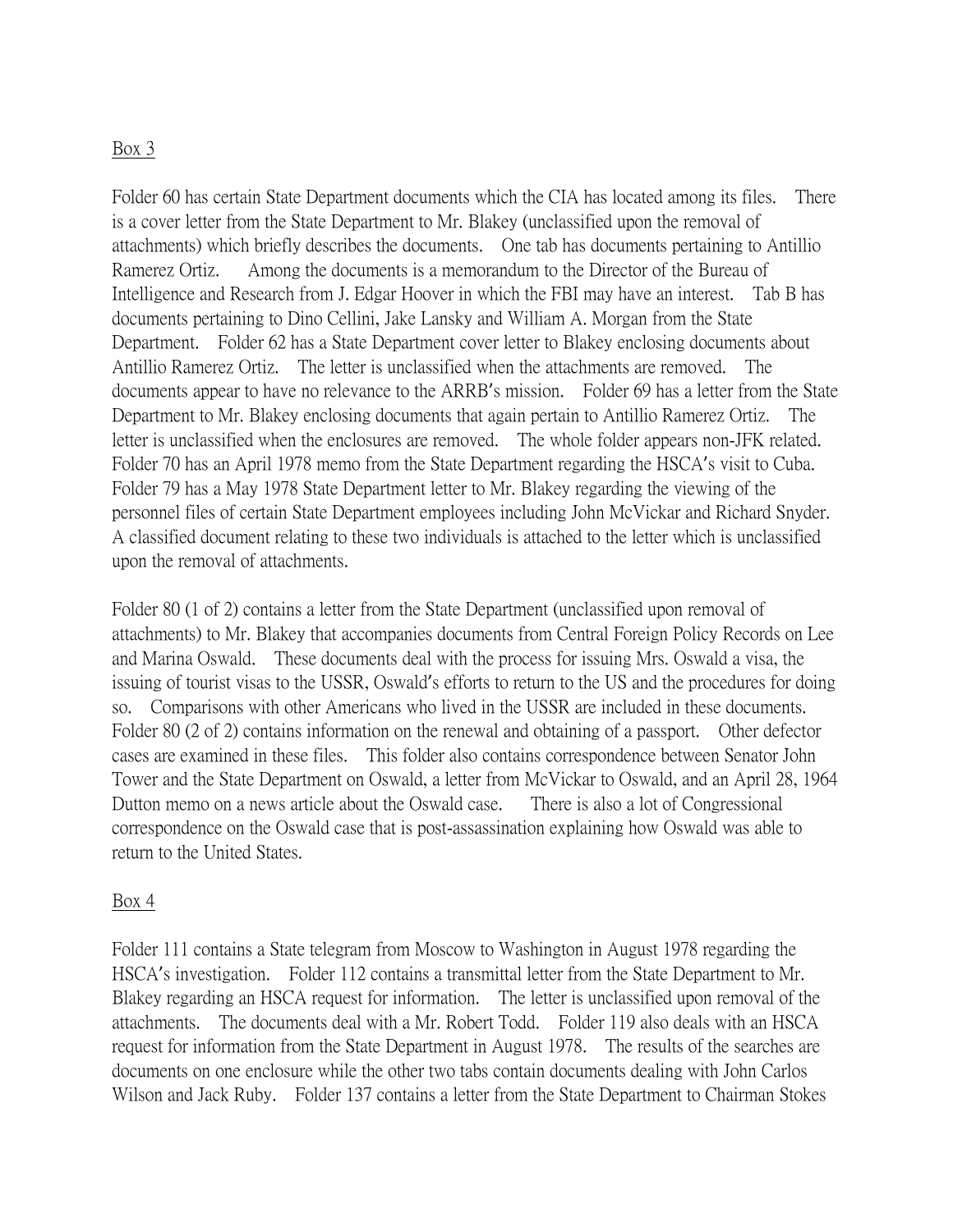Box 3

Folder 60 has certain State Department documents which the CIA has located among its files. There is a cover letter from the State Department to Mr. Blakey (unclassified upon the removal of attachments) which briefly describes the documents. One tab has documents pertaining to Antillio Ramerez Ortiz. Among the documents is a memorandum to the Director of the Bureau of Intelligence and Research from J. Edgar Hoover in which the FBI may have an interest. Tab B has documents pertaining to Dino Cellini, Jake Lansky and William A. Morgan from the State Department. Folder 62 has a State Department cover letter to Blakey enclosing documents about Antillio Ramerez Ortiz. The letter is unclassified when the attachments are removed. The documents appear to have no relevance to the ARRB's mission. Folder 69 has a letter from the State Department to Mr. Blakey enclosing documents that again pertain to Antillio Ramerez Ortiz. The letter is unclassified when the enclosures are removed. The whole folder appears non-JFK related. Folder 70 has an April 1978 memo from the State Department regarding the HSCA's visit to Cuba. Folder 79 has a May 1978 State Department letter to Mr. Blakey regarding the viewing of the personnel files of certain State Department employees including John McVickar and Richard Snyder. A classified document relating to these two individuals is attached to the letter which is unclassified upon the removal of attachments.

Folder 80 (1 of 2) contains a letter from the State Department (unclassified upon removal of attachments) to Mr. Blakey that accompanies documents from Central Foreign Policy Records on Lee and Marina Oswald. These documents deal with the process for issuing Mrs. Oswald a visa, the issuing of tourist visas to the USSR, Oswald's efforts to return to the US and the procedures for doing so. Comparisons with other Americans who lived in the USSR are included in these documents. Folder 80 (2 of 2) contains information on the renewal and obtaining of a passport. Other defector cases are examined in these files. This folder also contains correspondence between Senator John Tower and the State Department on Oswald, a letter from McVickar to Oswald, and an April 28, 1964 Dutton memo on a news article about the Oswald case. There is also a lot of Congressional correspondence on the Oswald case that is post-assassination explaining how Oswald was able to return to the United States.

Box 4

Folder 111 contains a State telegram from Moscow to Washington in August 1978 regarding the HSCA's investigation. Folder 112 contains a transmittal letter from the State Department to Mr. Blakey regarding an HSCA request for information. The letter is unclassified upon removal of the attachments. The documents deal with a Mr. Robert Todd. Folder 119 also deals with an HSCA request for information from the State Department in August 1978. The results of the searches are documents on one enclosure while the other two tabs contain documents dealing with John Carlos Wilson and Jack Ruby. Folder 137 contains a letter from the State Department to Chairman Stokes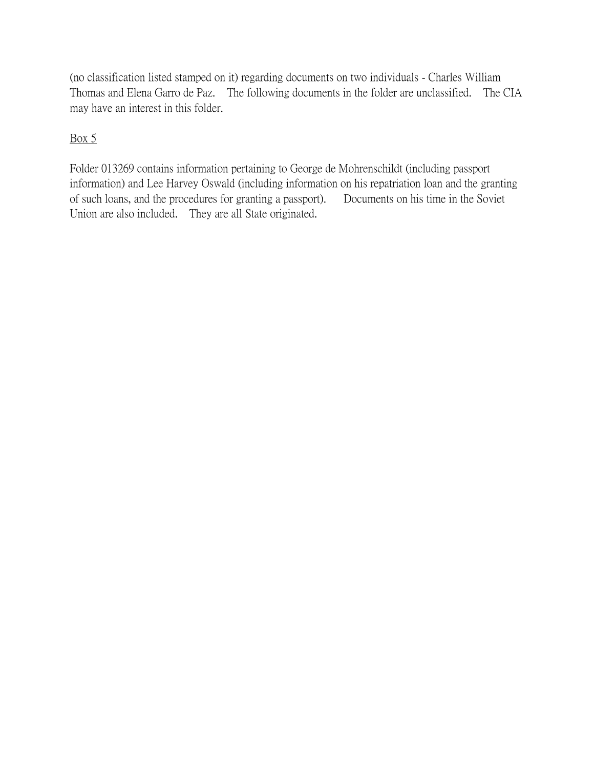(no classification listed stamped on it) regarding documents on two individuals - Charles William Thomas and Elena Garro de Paz. The following documents in the folder are unclassified. The CIA may have an interest in this folder.

<u>Box 5</u>

Folder 013269 contains information pertaining to George de Mohrenschildt (including passport information) and Lee Harvey Oswald (including information on his repatriation loan and the granting of such loans, and the procedures for granting a passport). Documents on his time in the Soviet Union are also included. They are all State originated.